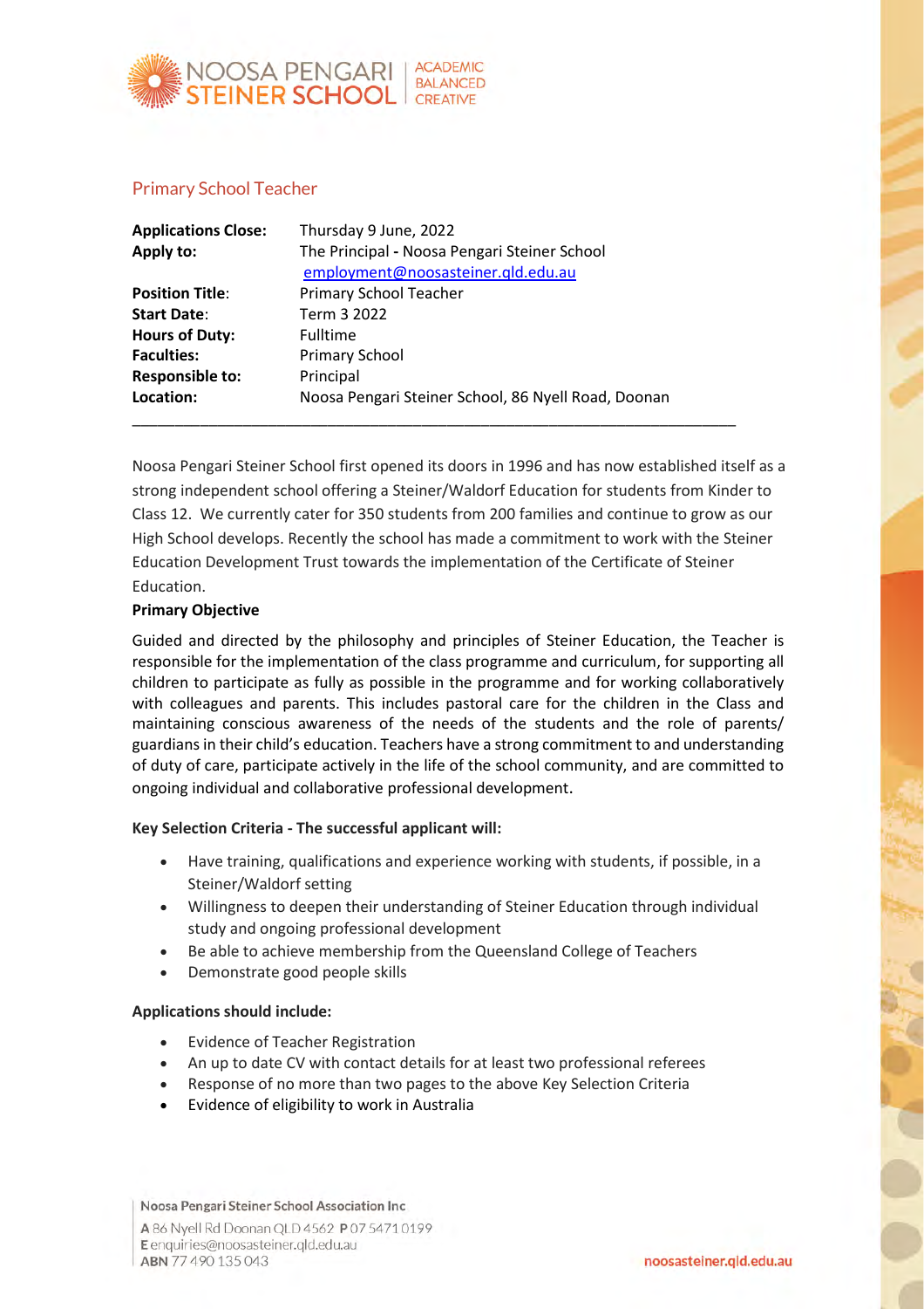NOOSA PENGARI STEINER SCHOOL | ACADEMIC BALANCED CREATIVE

## Primary School Teacher

| | |
|---|---|
| **Applications Close:** | Thursday 9 June, 2022 |
| **Apply to:** | The Principal - Noosa Pengari Steiner School<br>employment@noosasteiner.qld.edu.au |
| **Position Title:** | Primary School Teacher |
| **Start Date:** | Term 3 2022 |
| **Hours of Duty:** | Fulltime |
| **Faculties:** | Primary School |
| **Responsible to:** | Principal |
| **Location:** | Noosa Pengari Steiner School, 86 Nyell Road, Doonan |

---

Noosa Pengari Steiner School first opened its doors in 1996 and has now established itself as a strong independent school offering a Steiner/Waldorf Education for students from Kinder to Class 12. We currently cater for 350 students from 200 families and continue to grow as our High School develops. Recently the school has made a commitment to work with the Steiner Education Development Trust towards the implementation of the Certificate of Steiner Education.

**Primary Objective**

Guided and directed by the philosophy and principles of Steiner Education, the Teacher is responsible for the implementation of the class programme and curriculum, for supporting all children to participate as fully as possible in the programme and for working collaboratively with colleagues and parents. This includes pastoral care for the children in the Class and maintaining conscious awareness of the needs of the students and the role of parents/ guardians in their child's education. Teachers have a strong commitment to and understanding of duty of care, participate actively in the life of the school community, and are committed to ongoing individual and collaborative professional development.

**Key Selection Criteria - The successful applicant will:**

- Have training, qualifications and experience working with students, if possible, in a Steiner/Waldorf setting
- Willingness to deepen their understanding of Steiner Education through individual study and ongoing professional development
- Be able to achieve membership from the Queensland College of Teachers
- Demonstrate good people skills

**Applications should include:**

- Evidence of Teacher Registration
- An up to date CV with contact details for at least two professional referees
- Response of no more than two pages to the above Key Selection Criteria
- Evidence of eligibility to work in Australia

Noosa Pengari Steiner School Association Inc
**A** 86 Nyell Rd Doonan QLD 4562 **P** 07 5471 0199
**E** enquiries@noosasteiner.qld.edu.au
**ABN** 77 490 135 043

noosasteiner.qld.edu.au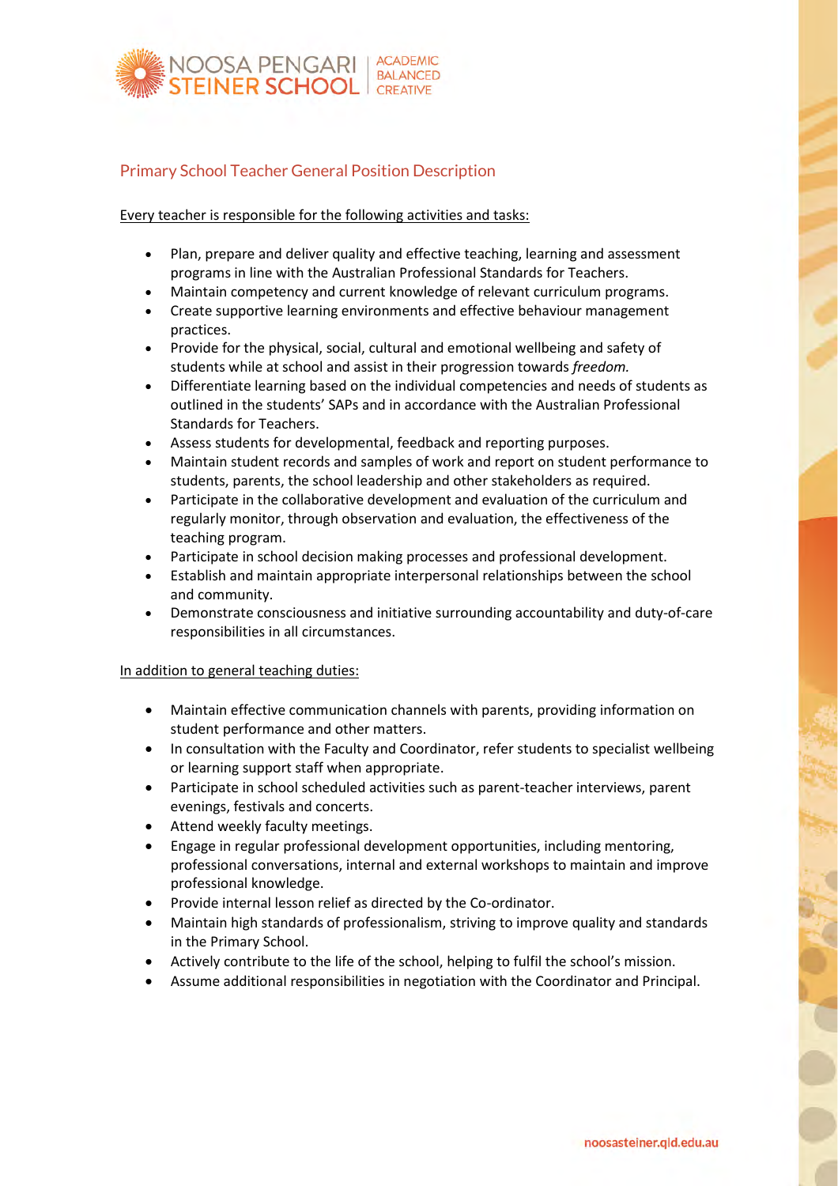NOOSA PENGARI STEINER SCHOOL | ACADEMIC BALANCED CREATIVE

## Primary School Teacher General Position Description

<u>Every teacher is responsible for the following activities and tasks:</u>

- Plan, prepare and deliver quality and effective teaching, learning and assessment programs in line with the Australian Professional Standards for Teachers.
- Maintain competency and current knowledge of relevant curriculum programs.
- Create supportive learning environments and effective behaviour management practices.
- Provide for the physical, social, cultural and emotional wellbeing and safety of students while at school and assist in their progression towards *freedom.*
- Differentiate learning based on the individual competencies and needs of students as outlined in the students' SAPs and in accordance with the Australian Professional Standards for Teachers.
- Assess students for developmental, feedback and reporting purposes.
- Maintain student records and samples of work and report on student performance to students, parents, the school leadership and other stakeholders as required.
- Participate in the collaborative development and evaluation of the curriculum and regularly monitor, through observation and evaluation, the effectiveness of the teaching program.
- Participate in school decision making processes and professional development.
- Establish and maintain appropriate interpersonal relationships between the school and community.
- Demonstrate consciousness and initiative surrounding accountability and duty-of-care responsibilities in all circumstances.

<u>In addition to general teaching duties:</u>

- Maintain effective communication channels with parents, providing information on student performance and other matters.
- In consultation with the Faculty and Coordinator, refer students to specialist wellbeing or learning support staff when appropriate.
- Participate in school scheduled activities such as parent-teacher interviews, parent evenings, festivals and concerts.
- Attend weekly faculty meetings.
- Engage in regular professional development opportunities, including mentoring, professional conversations, internal and external workshops to maintain and improve professional knowledge.
- Provide internal lesson relief as directed by the Co-ordinator.
- Maintain high standards of professionalism, striving to improve quality and standards in the Primary School.
- Actively contribute to the life of the school, helping to fulfil the school's mission.
- Assume additional responsibilities in negotiation with the Coordinator and Principal.